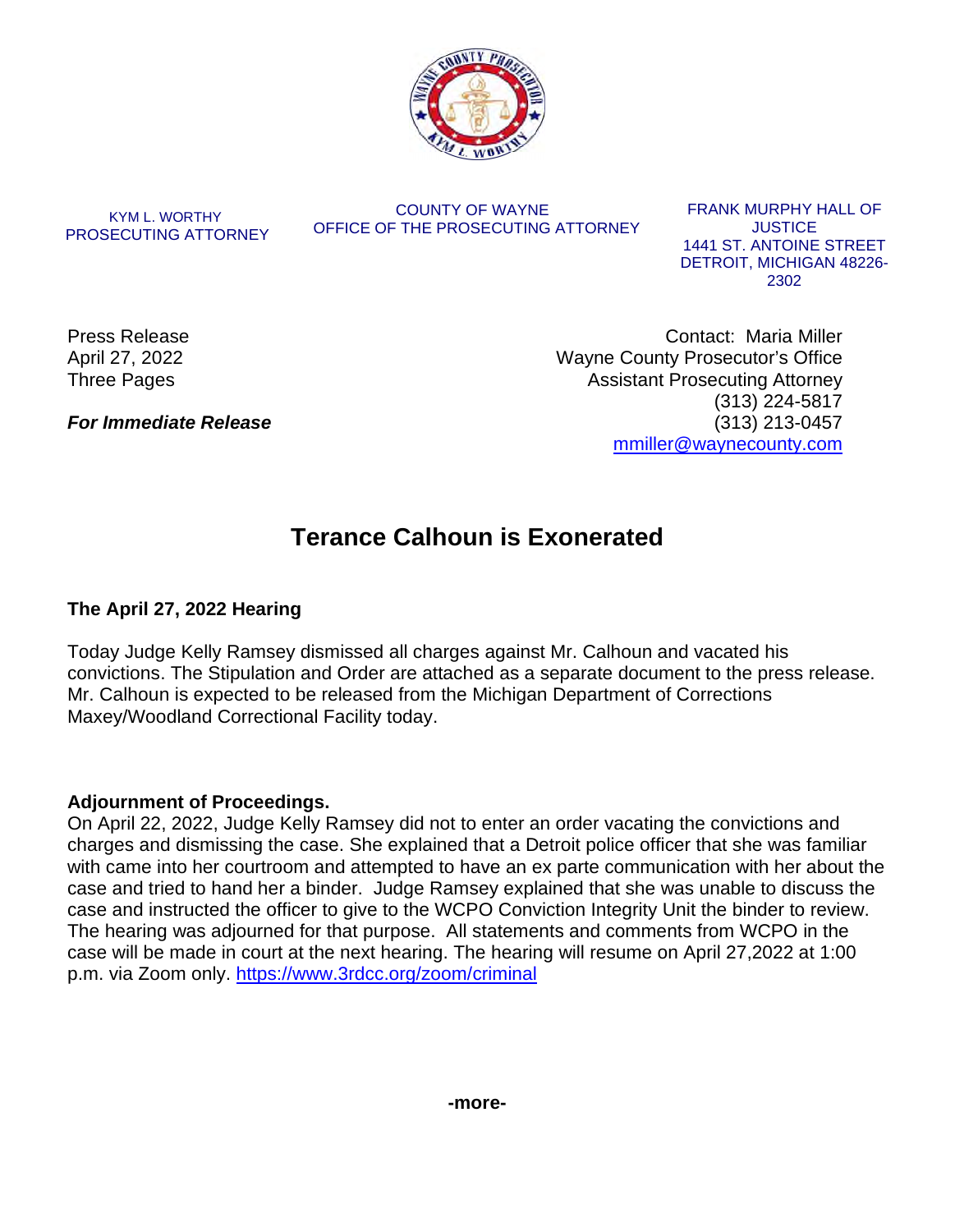KYM L. WORTHY
PROSECUTING ATTORNEY

COUNTY OF WAYNE
OFFICE OF THE PROSECUTING ATTORNEY

FRANK MURPHY HALL OF JUSTICE
1441 ST. ANTOINE STREET
DETROIT, MICHIGAN 48226-2302

Press Release
April 27, 2022
Three Pages

***For Immediate Release***

Contact: Maria Miller
Wayne County Prosecutor's Office
Assistant Prosecuting Attorney
(313) 224-5817
(313) 213-0457
mmiller@waynecounty.com

# Terance Calhoun is Exonerated

## The April 27, 2022 Hearing

Today Judge Kelly Ramsey dismissed all charges against Mr. Calhoun and vacated his convictions. The Stipulation and Order are attached as a separate document to the press release. Mr. Calhoun is expected to be released from the Michigan Department of Corrections Maxey/Woodland Correctional Facility today.

## Adjournment of Proceedings.

On April 22, 2022, Judge Kelly Ramsey did not to enter an order vacating the convictions and charges and dismissing the case. She explained that a Detroit police officer that she was familiar with came into her courtroom and attempted to have an ex parte communication with her about the case and tried to hand her a binder. Judge Ramsey explained that she was unable to discuss the case and instructed the officer to give to the WCPO Conviction Integrity Unit the binder to review. The hearing was adjourned for that purpose. All statements and comments from WCPO in the case will be made in court at the next hearing. The hearing will resume on April 27,2022 at 1:00 p.m. via Zoom only. https://www.3rdcc.org/zoom/criminal

**-more-**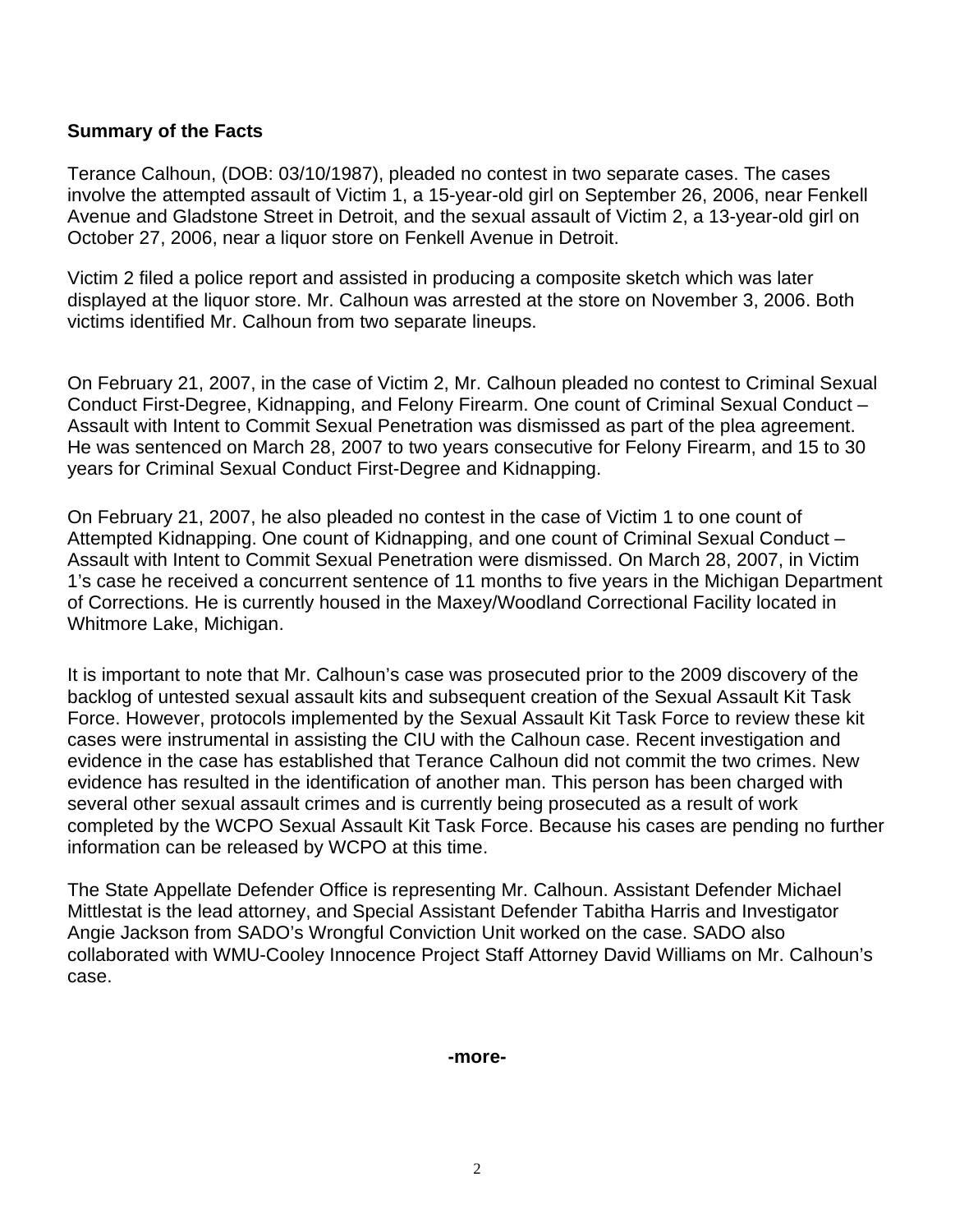**Summary of the Facts**

Terance Calhoun, (DOB: 03/10/1987), pleaded no contest in two separate cases. The cases involve the attempted assault of Victim 1, a 15-year-old girl on September 26, 2006, near Fenkell Avenue and Gladstone Street in Detroit, and the sexual assault of Victim 2, a 13-year-old girl on October 27, 2006, near a liquor store on Fenkell Avenue in Detroit.

Victim 2 filed a police report and assisted in producing a composite sketch which was later displayed at the liquor store. Mr. Calhoun was arrested at the store on November 3, 2006. Both victims identified Mr. Calhoun from two separate lineups.

On February 21, 2007, in the case of Victim 2, Mr. Calhoun pleaded no contest to Criminal Sexual Conduct First-Degree, Kidnapping, and Felony Firearm. One count of Criminal Sexual Conduct – Assault with Intent to Commit Sexual Penetration was dismissed as part of the plea agreement. He was sentenced on March 28, 2007 to two years consecutive for Felony Firearm, and 15 to 30 years for Criminal Sexual Conduct First-Degree and Kidnapping.

On February 21, 2007, he also pleaded no contest in the case of Victim 1 to one count of Attempted Kidnapping. One count of Kidnapping, and one count of Criminal Sexual Conduct – Assault with Intent to Commit Sexual Penetration were dismissed. On March 28, 2007, in Victim 1's case he received a concurrent sentence of 11 months to five years in the Michigan Department of Corrections. He is currently housed in the Maxey/Woodland Correctional Facility located in Whitmore Lake, Michigan.

It is important to note that Mr. Calhoun's case was prosecuted prior to the 2009 discovery of the backlog of untested sexual assault kits and subsequent creation of the Sexual Assault Kit Task Force. However, protocols implemented by the Sexual Assault Kit Task Force to review these kit cases were instrumental in assisting the CIU with the Calhoun case. Recent investigation and evidence in the case has established that Terance Calhoun did not commit the two crimes. New evidence has resulted in the identification of another man. This person has been charged with several other sexual assault crimes and is currently being prosecuted as a result of work completed by the WCPO Sexual Assault Kit Task Force. Because his cases are pending no further information can be released by WCPO at this time.

The State Appellate Defender Office is representing Mr. Calhoun. Assistant Defender Michael Mittlestat is the lead attorney, and Special Assistant Defender Tabitha Harris and Investigator Angie Jackson from SADO's Wrongful Conviction Unit worked on the case. SADO also collaborated with WMU-Cooley Innocence Project Staff Attorney David Williams on Mr. Calhoun's case.

**-more-**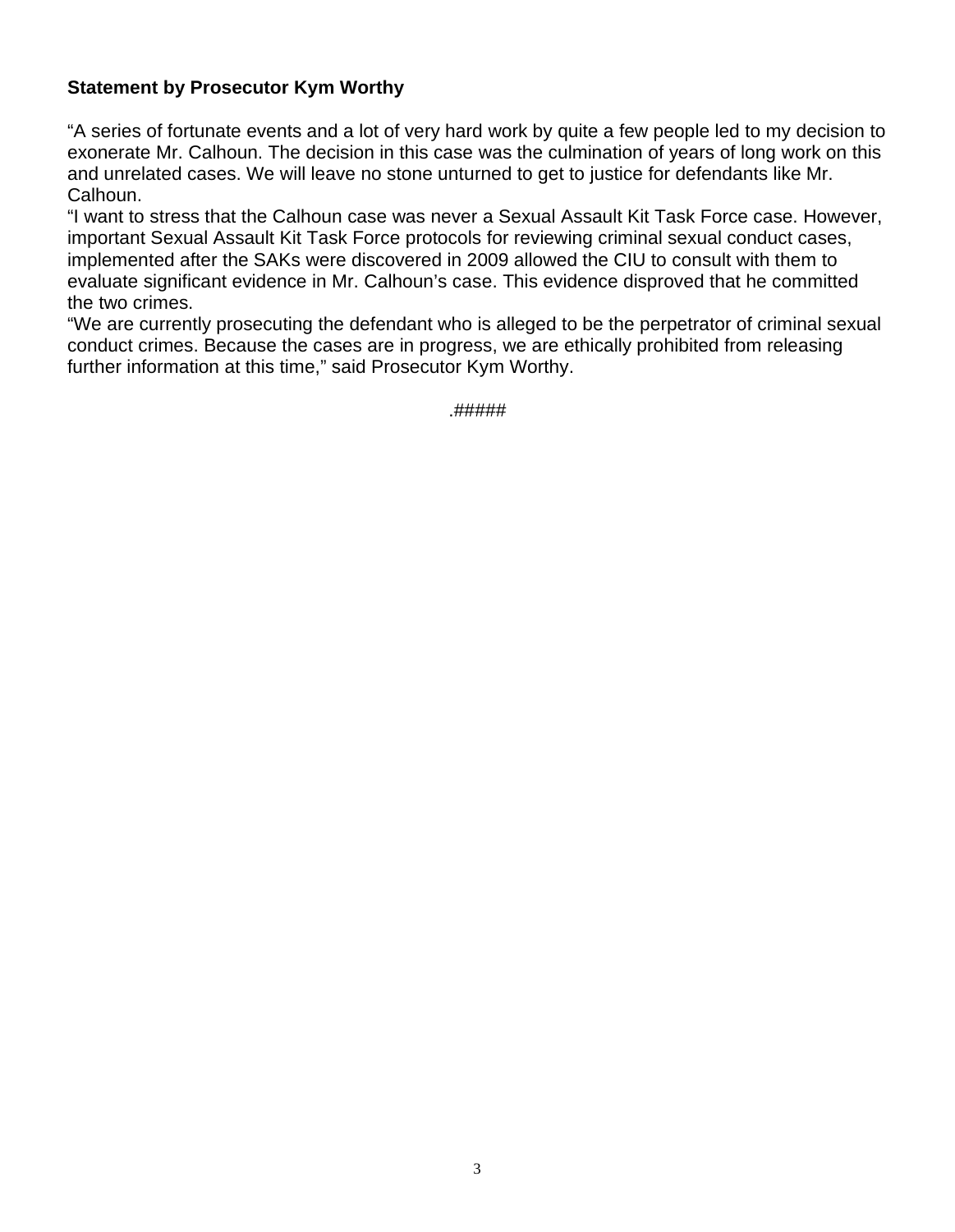**Statement by Prosecutor Kym Worthy**

“A series of fortunate events and a lot of very hard work by quite a few people led to my decision to exonerate Mr. Calhoun. The decision in this case was the culmination of years of long work on this and unrelated cases. We will leave no stone unturned to get to justice for defendants like Mr. Calhoun.

“I want to stress that the Calhoun case was never a Sexual Assault Kit Task Force case. However, important Sexual Assault Kit Task Force protocols for reviewing criminal sexual conduct cases, implemented after the SAKs were discovered in 2009 allowed the CIU to consult with them to evaluate significant evidence in Mr. Calhoun’s case. This evidence disproved that he committed the two crimes.

“We are currently prosecuting the defendant who is alleged to be the perpetrator of criminal sexual conduct crimes. Because the cases are in progress, we are ethically prohibited from releasing further information at this time,” said Prosecutor Kym Worthy.

.#####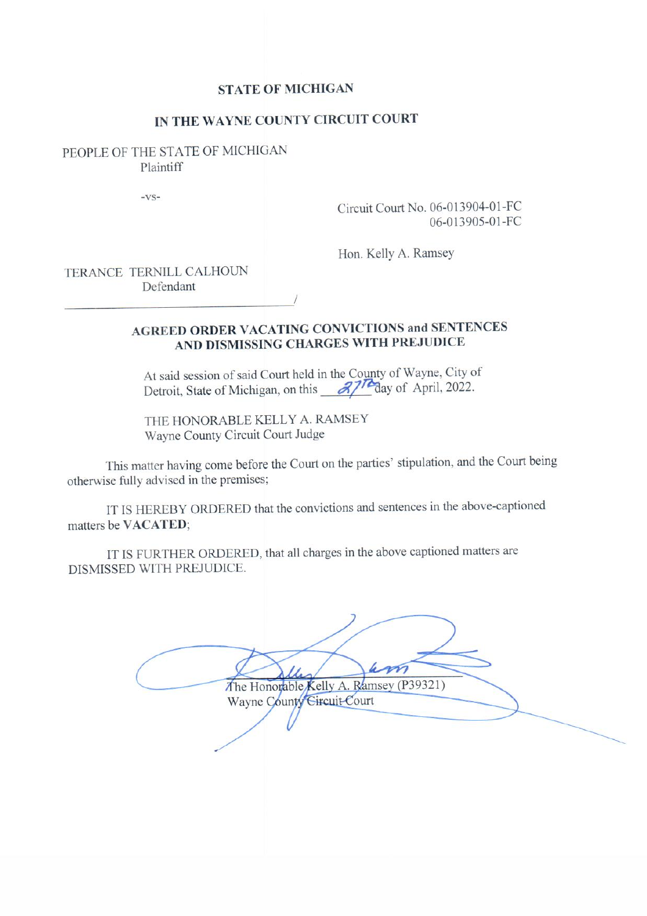**STATE OF MICHIGAN**

**IN THE WAYNE COUNTY CIRCUIT COURT**

PEOPLE OF THE STATE OF MICHIGAN
Plaintiff

-vs-

Circuit Court No. 06-013904-01-FC
06-013905-01-FC

Hon. Kelly A. Ramsey

TERANCE TERNILL CALHOUN
Defendant
_______________________________________/

**AGREED ORDER VACATING CONVICTIONS and SENTENCES AND DISMISSING CHARGES WITH PREJUDICE**

At said session of said Court held in the County of Wayne, City of Detroit, State of Michigan, on this 27th day of April, 2022.

THE HONORABLE KELLY A. RAMSEY
Wayne County Circuit Court Judge

This matter having come before the Court on the parties' stipulation, and the Court being otherwise fully advised in the premises;

IT IS HEREBY ORDERED that the convictions and sentences in the above-captioned matters be **VACATED**;

IT IS FURTHER ORDERED, that all charges in the above captioned matters are DISMISSED WITH PREJUDICE.

_______________________________________
The Honorable Kelly A. Ramsey (P39321)
Wayne County Circuit Court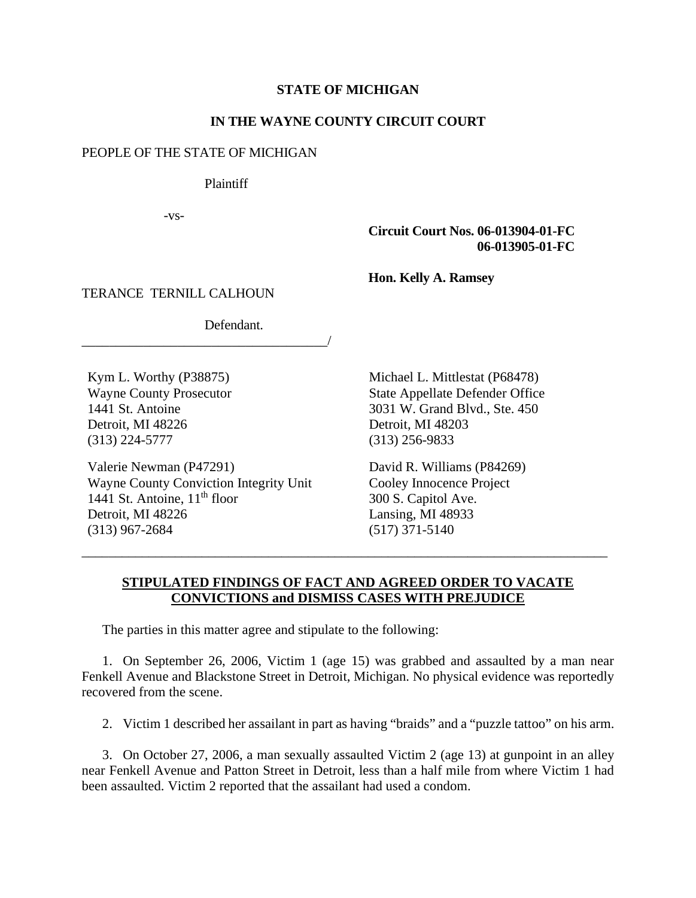**STATE OF MICHIGAN**

**IN THE WAYNE COUNTY CIRCUIT COURT**

PEOPLE OF THE STATE OF MICHIGAN

Plaintiff

-vs-

**Circuit Court Nos. 06-013904-01-FC**
**06-013905-01-FC**

**Hon. Kelly A. Ramsey**

TERANCE TERNILL CALHOUN

Defendant.
_____________________________________/

Kym L. Worthy (P38875)
Wayne County Prosecutor
1441 St. Antoine
Detroit, MI 48226
(313) 224-5777

Valerie Newman (P47291)
Wayne County Conviction Integrity Unit
1441 St. Antoine, 11th floor
Detroit, MI 48226
(313) 967-2684

Michael L. Mittlestat (P68478)
State Appellate Defender Office
3031 W. Grand Blvd., Ste. 450
Detroit, MI 48203
(313) 256-9833

David R. Williams (P84269)
Cooley Innocence Project
300 S. Capitol Ave.
Lansing, MI 48933
(517) 371-5140

---

## STIPULATED FINDINGS OF FACT AND AGREED ORDER TO VACATE CONVICTIONS and DISMISS CASES WITH PREJUDICE

The parties in this matter agree and stipulate to the following:

1. On September 26, 2006, Victim 1 (age 15) was grabbed and assaulted by a man near Fenkell Avenue and Blackstone Street in Detroit, Michigan. No physical evidence was reportedly recovered from the scene.

2. Victim 1 described her assailant in part as having "braids" and a "puzzle tattoo" on his arm.

3. On October 27, 2006, a man sexually assaulted Victim 2 (age 13) at gunpoint in an alley near Fenkell Avenue and Patton Street in Detroit, less than a half mile from where Victim 1 had been assaulted. Victim 2 reported that the assailant had used a condom.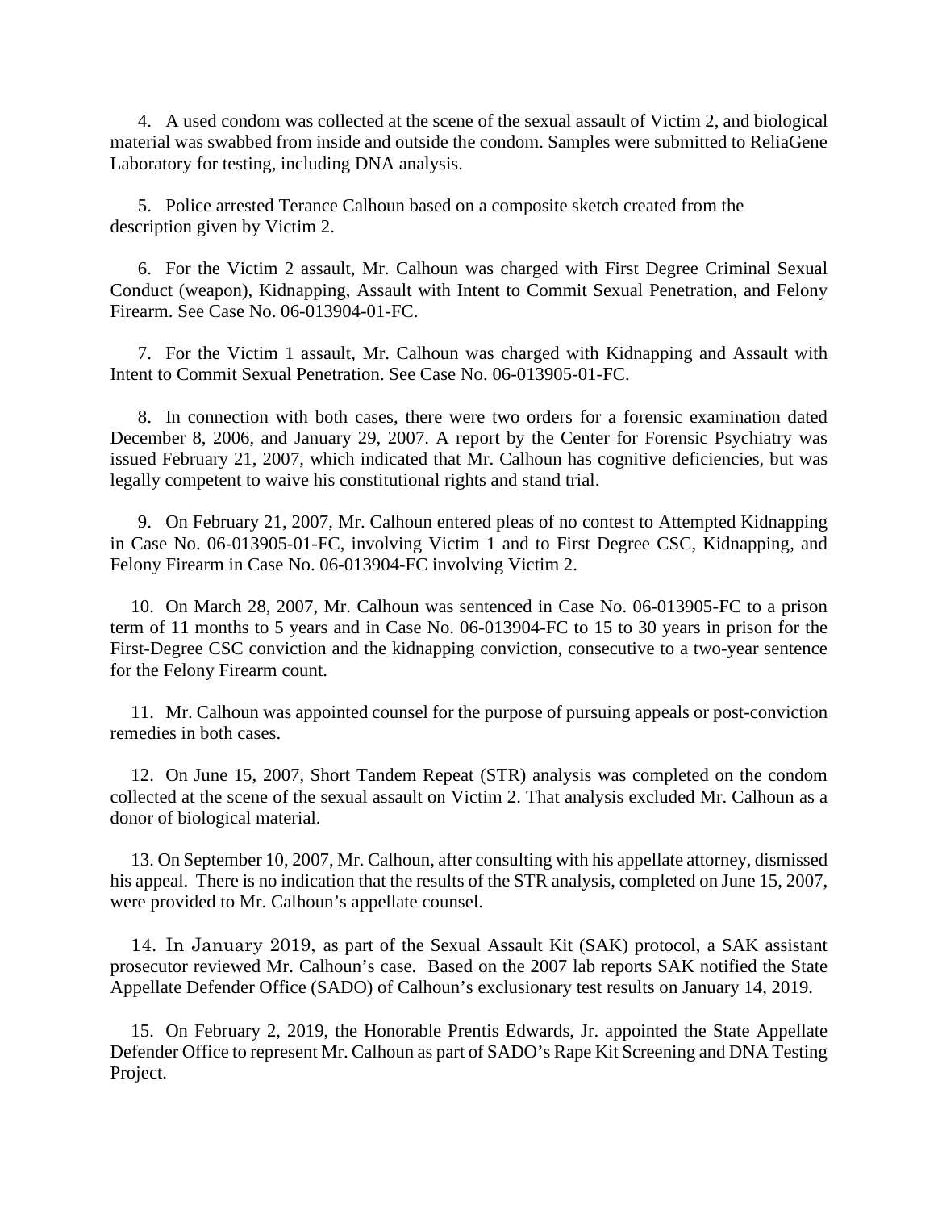4. A used condom was collected at the scene of the sexual assault of Victim 2, and biological material was swabbed from inside and outside the condom. Samples were submitted to ReliaGene Laboratory for testing, including DNA analysis.

5. Police arrested Terance Calhoun based on a composite sketch created from the description given by Victim 2.

6. For the Victim 2 assault, Mr. Calhoun was charged with First Degree Criminal Sexual Conduct (weapon), Kidnapping, Assault with Intent to Commit Sexual Penetration, and Felony Firearm. See Case No. 06-013904-01-FC.

7. For the Victim 1 assault, Mr. Calhoun was charged with Kidnapping and Assault with Intent to Commit Sexual Penetration. See Case No. 06-013905-01-FC.

8. In connection with both cases, there were two orders for a forensic examination dated December 8, 2006, and January 29, 2007. A report by the Center for Forensic Psychiatry was issued February 21, 2007, which indicated that Mr. Calhoun has cognitive deficiencies, but was legally competent to waive his constitutional rights and stand trial.

9. On February 21, 2007, Mr. Calhoun entered pleas of no contest to Attempted Kidnapping in Case No. 06-013905-01-FC, involving Victim 1 and to First Degree CSC, Kidnapping, and Felony Firearm in Case No. 06-013904-FC involving Victim 2.

10. On March 28, 2007, Mr. Calhoun was sentenced in Case No. 06-013905-FC to a prison term of 11 months to 5 years and in Case No. 06-013904-FC to 15 to 30 years in prison for the First-Degree CSC conviction and the kidnapping conviction, consecutive to a two-year sentence for the Felony Firearm count.

11. Mr. Calhoun was appointed counsel for the purpose of pursuing appeals or post-conviction remedies in both cases.

12. On June 15, 2007, Short Tandem Repeat (STR) analysis was completed on the condom collected at the scene of the sexual assault on Victim 2. That analysis excluded Mr. Calhoun as a donor of biological material.

13. On September 10, 2007, Mr. Calhoun, after consulting with his appellate attorney, dismissed his appeal. There is no indication that the results of the STR analysis, completed on June 15, 2007, were provided to Mr. Calhoun's appellate counsel.

14. In January 2019, as part of the Sexual Assault Kit (SAK) protocol, a SAK assistant prosecutor reviewed Mr. Calhoun's case. Based on the 2007 lab reports SAK notified the State Appellate Defender Office (SADO) of Calhoun's exclusionary test results on January 14, 2019.

15. On February 2, 2019, the Honorable Prentis Edwards, Jr. appointed the State Appellate Defender Office to represent Mr. Calhoun as part of SADO's Rape Kit Screening and DNA Testing Project.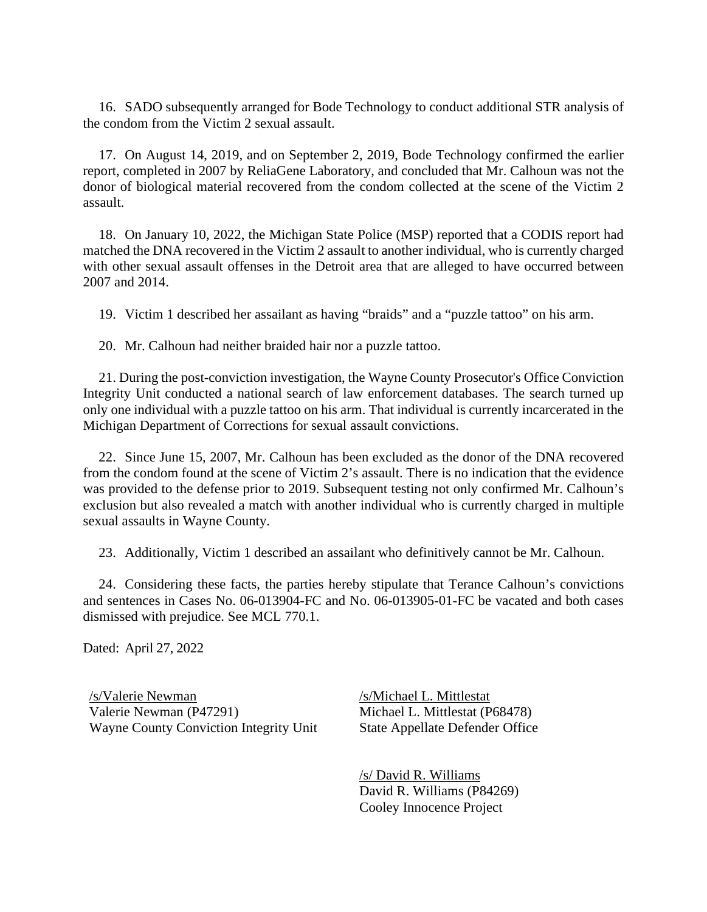16. SADO subsequently arranged for Bode Technology to conduct additional STR analysis of the condom from the Victim 2 sexual assault.

17. On August 14, 2019, and on September 2, 2019, Bode Technology confirmed the earlier report, completed in 2007 by ReliaGene Laboratory, and concluded that Mr. Calhoun was not the donor of biological material recovered from the condom collected at the scene of the Victim 2 assault.

18. On January 10, 2022, the Michigan State Police (MSP) reported that a CODIS report had matched the DNA recovered in the Victim 2 assault to another individual, who is currently charged with other sexual assault offenses in the Detroit area that are alleged to have occurred between 2007 and 2014.

19. Victim 1 described her assailant as having "braids" and a "puzzle tattoo" on his arm.

20. Mr. Calhoun had neither braided hair nor a puzzle tattoo.

21. During the post-conviction investigation, the Wayne County Prosecutor's Office Conviction Integrity Unit conducted a national search of law enforcement databases. The search turned up only one individual with a puzzle tattoo on his arm. That individual is currently incarcerated in the Michigan Department of Corrections for sexual assault convictions.

22. Since June 15, 2007, Mr. Calhoun has been excluded as the donor of the DNA recovered from the condom found at the scene of Victim 2's assault. There is no indication that the evidence was provided to the defense prior to 2019. Subsequent testing not only confirmed Mr. Calhoun's exclusion but also revealed a match with another individual who is currently charged in multiple sexual assaults in Wayne County.

23. Additionally, Victim 1 described an assailant who definitively cannot be Mr. Calhoun.

24. Considering these facts, the parties hereby stipulate that Terance Calhoun's convictions and sentences in Cases No. 06-013904-FC and No. 06-013905-01-FC be vacated and both cases dismissed with prejudice. See MCL 770.1.

Dated: April 27, 2022

/s/Valerie Newman
Valerie Newman (P47291)
Wayne County Conviction Integrity Unit

/s/Michael L. Mittlestat
Michael L. Mittlestat (P68478)
State Appellate Defender Office

/s/ David R. Williams
David R. Williams (P84269)
Cooley Innocence Project